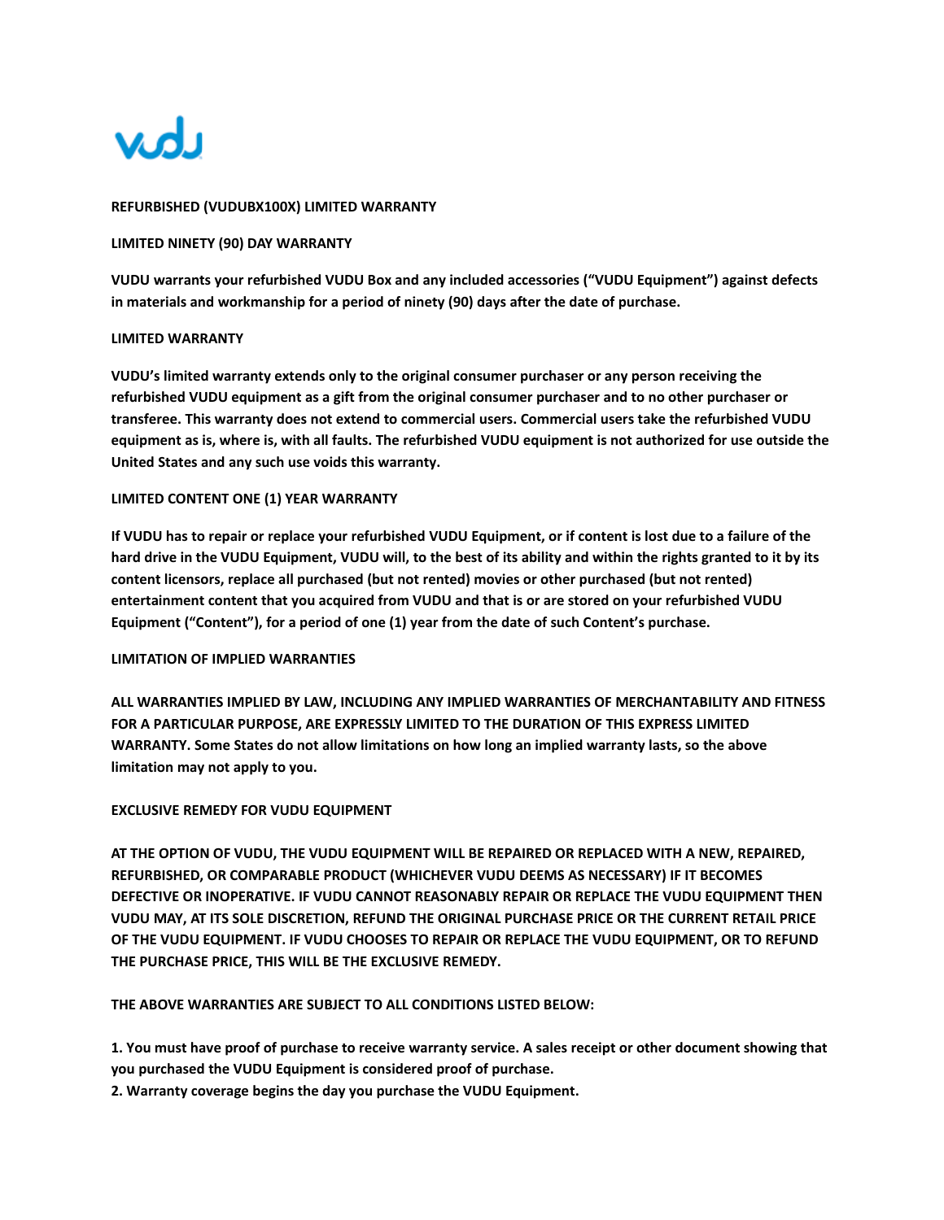**REFURBISHED (VUDUBX100X) LIMITED WARRANTY**

**LIMITED NINETY (90) DAY WARRANTY**

**VUDU warrants your refurbished VUDU Box and any included accessories ("VUDU Equipment") against defects in materials and workmanship for a period of ninety (90) days after the date of purchase.**

**LIMITED WARRANTY**

**VUDU's limited warranty extends only to the original consumer purchaser or any person receiving the refurbished VUDU equipment as a gift from the original consumer purchaser and to no other purchaser or transferee. This warranty does not extend to commercial users. Commercial users take the refurbished VUDU equipment as is, where is, with all faults. The refurbished VUDU equipment is not authorized for use outside the United States and any such use voids this warranty.**

**LIMITED CONTENT ONE (1) YEAR WARRANTY**

**If VUDU has to repair or replace your refurbished VUDU Equipment, or if content is lost due to a failure of the hard drive in the VUDU Equipment, VUDU will, to the best of its ability and within the rights granted to it by its content licensors, replace all purchased (but not rented) movies or other purchased (but not rented) entertainment content that you acquired from VUDU and that is or are stored on your refurbished VUDU Equipment ("Content"), for a period of one (1) year from the date of such Content's purchase.**

**LIMITATION OF IMPLIED WARRANTIES**

**ALL WARRANTIES IMPLIED BY LAW, INCLUDING ANY IMPLIED WARRANTIES OF MERCHANTABILITY AND FITNESS FOR A PARTICULAR PURPOSE, ARE EXPRESSLY LIMITED TO THE DURATION OF THIS EXPRESS LIMITED WARRANTY. Some States do not allow limitations on how long an implied warranty lasts, so the above limitation may not apply to you.**

**EXCLUSIVE REMEDY FOR VUDU EQUIPMENT**

**AT THE OPTION OF VUDU, THE VUDU EQUIPMENT WILL BE REPAIRED OR REPLACED WITH A NEW, REPAIRED, REFURBISHED, OR COMPARABLE PRODUCT (WHICHEVER VUDU DEEMS AS NECESSARY) IF IT BECOMES DEFECTIVE OR INOPERATIVE. IF VUDU CANNOT REASONABLY REPAIR OR REPLACE THE VUDU EQUIPMENT THEN VUDU MAY, AT ITS SOLE DISCRETION, REFUND THE ORIGINAL PURCHASE PRICE OR THE CURRENT RETAIL PRICE OF THE VUDU EQUIPMENT. IF VUDU CHOOSES TO REPAIR OR REPLACE THE VUDU EQUIPMENT, OR TO REFUND THE PURCHASE PRICE, THIS WILL BE THE EXCLUSIVE REMEDY.**

**THE ABOVE WARRANTIES ARE SUBJECT TO ALL CONDITIONS LISTED BELOW:**

**1. You must have proof of purchase to receive warranty service. A sales receipt or other document showing that you purchased the VUDU Equipment is considered proof of purchase.**
**2. Warranty coverage begins the day you purchase the VUDU Equipment.**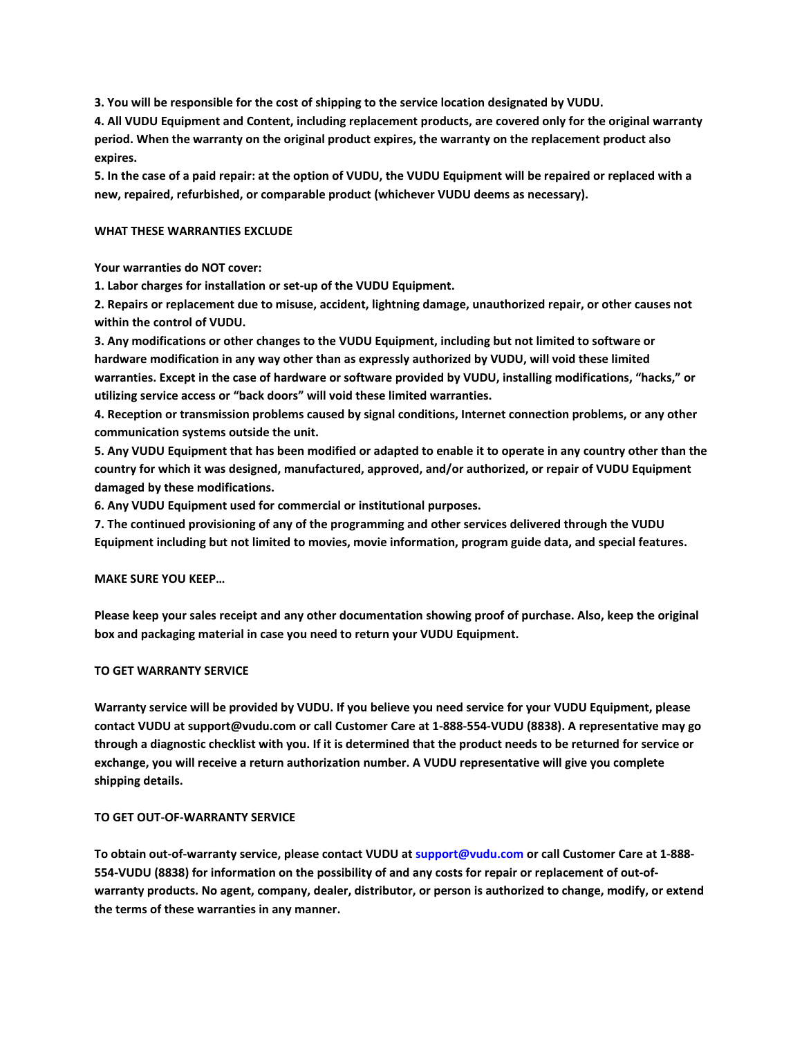**3. You will be responsible for the cost of shipping to the service location designated by VUDU.**
**4. All VUDU Equipment and Content, including replacement products, are covered only for the original warranty period. When the warranty on the original product expires, the warranty on the replacement product also expires.**
**5. In the case of a paid repair: at the option of VUDU, the VUDU Equipment will be repaired or replaced with a new, repaired, refurbished, or comparable product (whichever VUDU deems as necessary).**

**WHAT THESE WARRANTIES EXCLUDE**

**Your warranties do NOT cover:**
**1. Labor charges for installation or set-up of the VUDU Equipment.**
**2. Repairs or replacement due to misuse, accident, lightning damage, unauthorized repair, or other causes not within the control of VUDU.**
**3. Any modifications or other changes to the VUDU Equipment, including but not limited to software or hardware modification in any way other than as expressly authorized by VUDU, will void these limited warranties. Except in the case of hardware or software provided by VUDU, installing modifications, "hacks," or utilizing service access or "back doors" will void these limited warranties.**
**4. Reception or transmission problems caused by signal conditions, Internet connection problems, or any other communication systems outside the unit.**
**5. Any VUDU Equipment that has been modified or adapted to enable it to operate in any country other than the country for which it was designed, manufactured, approved, and/or authorized, or repair of VUDU Equipment damaged by these modifications.**
**6. Any VUDU Equipment used for commercial or institutional purposes.**
**7. The continued provisioning of any of the programming and other services delivered through the VUDU Equipment including but not limited to movies, movie information, program guide data, and special features.**

**MAKE SURE YOU KEEP…**

**Please keep your sales receipt and any other documentation showing proof of purchase. Also, keep the original box and packaging material in case you need to return your VUDU Equipment.**

**TO GET WARRANTY SERVICE**

**Warranty service will be provided by VUDU. If you believe you need service for your VUDU Equipment, please contact VUDU at support@vudu.com or call Customer Care at 1-888-554-VUDU (8838). A representative may go through a diagnostic checklist with you. If it is determined that the product needs to be returned for service or exchange, you will receive a return authorization number. A VUDU representative will give you complete shipping details.**

**TO GET OUT-OF-WARRANTY SERVICE**

**To obtain out-of-warranty service, please contact VUDU at support@vudu.com or call Customer Care at 1-888-554-VUDU (8838) for information on the possibility of and any costs for repair or replacement of out-of-warranty products. No agent, company, dealer, distributor, or person is authorized to change, modify, or extend the terms of these warranties in any manner.**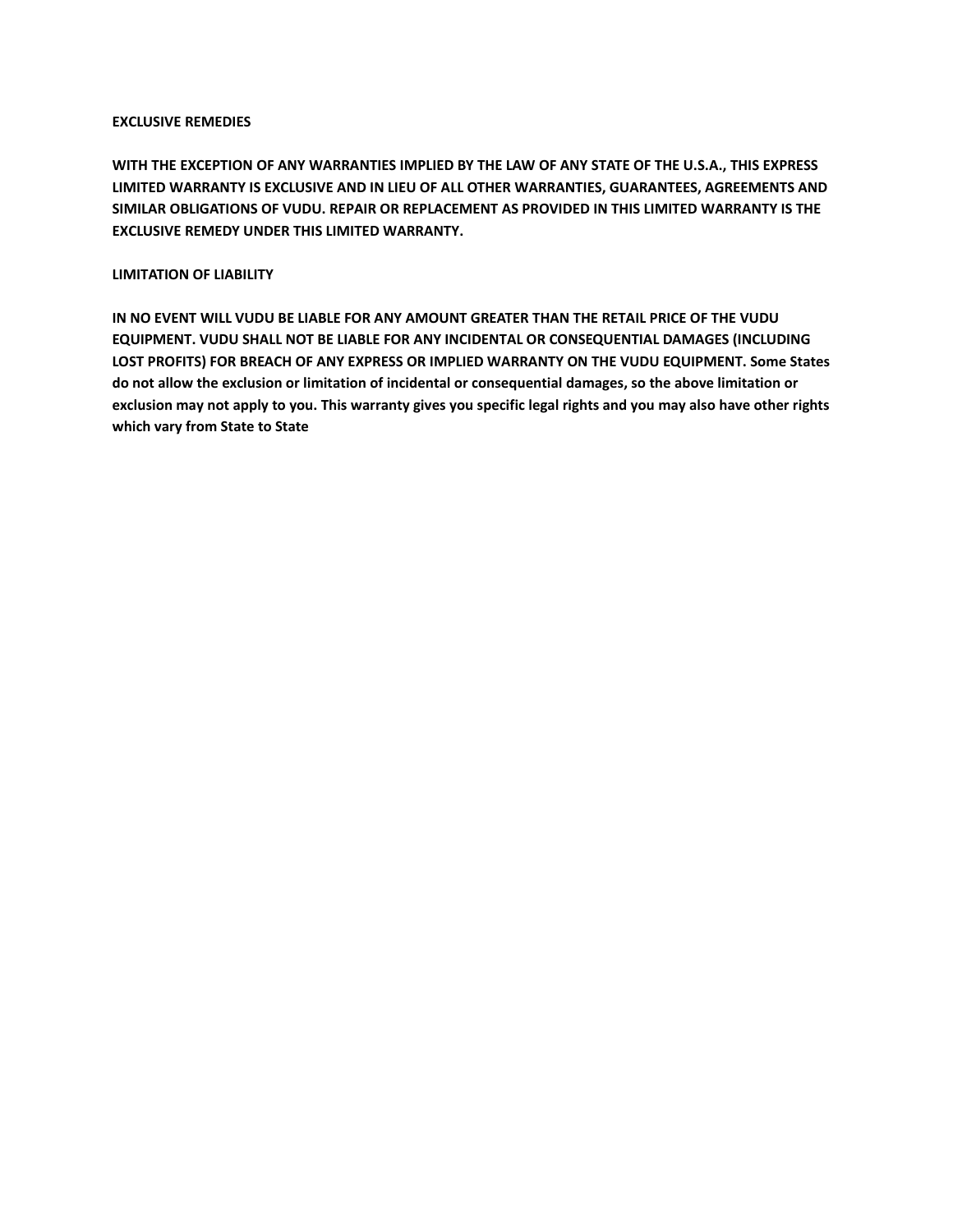**EXCLUSIVE REMEDIES**

**WITH THE EXCEPTION OF ANY WARRANTIES IMPLIED BY THE LAW OF ANY STATE OF THE U.S.A., THIS EXPRESS LIMITED WARRANTY IS EXCLUSIVE AND IN LIEU OF ALL OTHER WARRANTIES, GUARANTEES, AGREEMENTS AND SIMILAR OBLIGATIONS OF VUDU. REPAIR OR REPLACEMENT AS PROVIDED IN THIS LIMITED WARRANTY IS THE EXCLUSIVE REMEDY UNDER THIS LIMITED WARRANTY.**

**LIMITATION OF LIABILITY**

**IN NO EVENT WILL VUDU BE LIABLE FOR ANY AMOUNT GREATER THAN THE RETAIL PRICE OF THE VUDU EQUIPMENT. VUDU SHALL NOT BE LIABLE FOR ANY INCIDENTAL OR CONSEQUENTIAL DAMAGES (INCLUDING LOST PROFITS) FOR BREACH OF ANY EXPRESS OR IMPLIED WARRANTY ON THE VUDU EQUIPMENT. Some States do not allow the exclusion or limitation of incidental or consequential damages, so the above limitation or exclusion may not apply to you. This warranty gives you specific legal rights and you may also have other rights which vary from State to State**